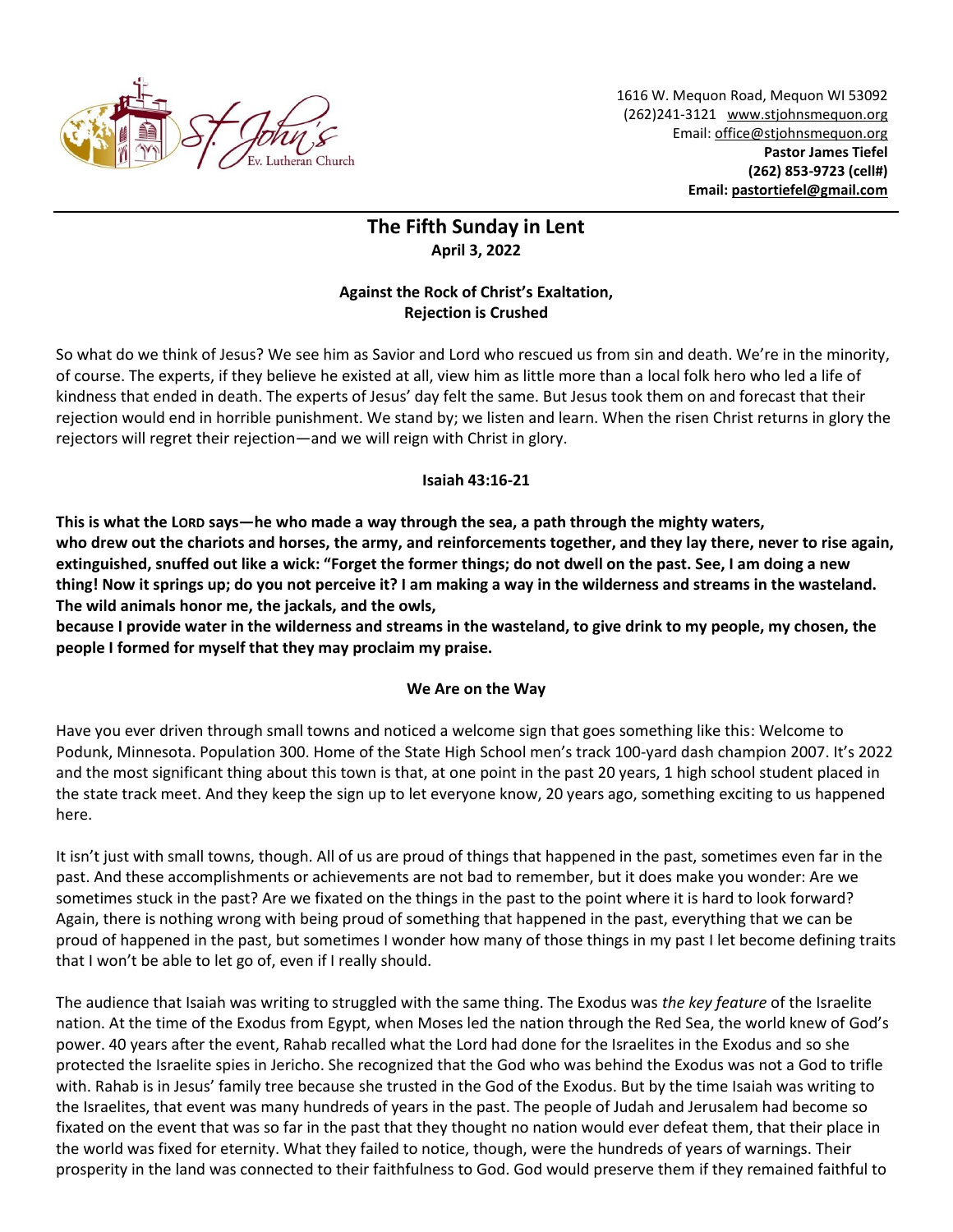1616 W. Mequon Road, Mequon WI 53092
(262)241-3121 www.stjohnsmequon.org
Email: office@stjohnsmequon.org
**Pastor James Tiefel**
**(262) 853-9723 (cell#)**
**Email: pastortiefel@gmail.com**

# The Fifth Sunday in Lent
**April 3, 2022**

### Against the Rock of Christ's Exaltation, Rejection is Crushed

So what do we think of Jesus? We see him as Savior and Lord who rescued us from sin and death. We're in the minority, of course. The experts, if they believe he existed at all, view him as little more than a local folk hero who led a life of kindness that ended in death. The experts of Jesus' day felt the same. But Jesus took them on and forecast that their rejection would end in horrible punishment. We stand by; we listen and learn. When the risen Christ returns in glory the rejectors will regret their rejection—and we will reign with Christ in glory.

### Isaiah 43:16-21

**This is what the LORD says—he who made a way through the sea, a path through the mighty waters, who drew out the chariots and horses, the army, and reinforcements together, and they lay there, never to rise again, extinguished, snuffed out like a wick: "Forget the former things; do not dwell on the past. See, I am doing a new thing! Now it springs up; do you not perceive it? I am making a way in the wilderness and streams in the wasteland. The wild animals honor me, the jackals, and the owls, because I provide water in the wilderness and streams in the wasteland, to give drink to my people, my chosen, the people I formed for myself that they may proclaim my praise.**

### We Are on the Way

Have you ever driven through small towns and noticed a welcome sign that goes something like this: Welcome to Podunk, Minnesota. Population 300. Home of the State High School men's track 100-yard dash champion 2007. It's 2022 and the most significant thing about this town is that, at one point in the past 20 years, 1 high school student placed in the state track meet. And they keep the sign up to let everyone know, 20 years ago, something exciting to us happened here.

It isn't just with small towns, though. All of us are proud of things that happened in the past, sometimes even far in the past. And these accomplishments or achievements are not bad to remember, but it does make you wonder: Are we sometimes stuck in the past? Are we fixated on the things in the past to the point where it is hard to look forward? Again, there is nothing wrong with being proud of something that happened in the past, everything that we can be proud of happened in the past, but sometimes I wonder how many of those things in my past I let become defining traits that I won't be able to let go of, even if I really should.

The audience that Isaiah was writing to struggled with the same thing. The Exodus was *the key feature* of the Israelite nation. At the time of the Exodus from Egypt, when Moses led the nation through the Red Sea, the world knew of God's power. 40 years after the event, Rahab recalled what the Lord had done for the Israelites in the Exodus and so she protected the Israelite spies in Jericho. She recognized that the God who was behind the Exodus was not a God to trifle with. Rahab is in Jesus' family tree because she trusted in the God of the Exodus. But by the time Isaiah was writing to the Israelites, that event was many hundreds of years in the past. The people of Judah and Jerusalem had become so fixated on the event that was so far in the past that they thought no nation would ever defeat them, that their place in the world was fixed for eternity. What they failed to notice, though, were the hundreds of years of warnings. Their prosperity in the land was connected to their faithfulness to God. God would preserve them if they remained faithful to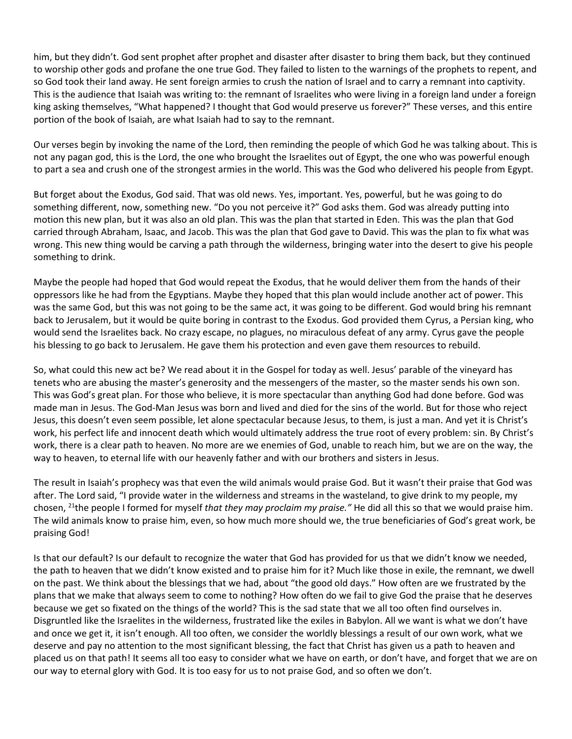him, but they didn't. God sent prophet after prophet and disaster after disaster to bring them back, but they continued to worship other gods and profane the one true God. They failed to listen to the warnings of the prophets to repent, and so God took their land away. He sent foreign armies to crush the nation of Israel and to carry a remnant into captivity. This is the audience that Isaiah was writing to: the remnant of Israelites who were living in a foreign land under a foreign king asking themselves, "What happened? I thought that God would preserve us forever?" These verses, and this entire portion of the book of Isaiah, are what Isaiah had to say to the remnant.

Our verses begin by invoking the name of the Lord, then reminding the people of which God he was talking about. This is not any pagan god, this is the Lord, the one who brought the Israelites out of Egypt, the one who was powerful enough to part a sea and crush one of the strongest armies in the world. This was the God who delivered his people from Egypt.

But forget about the Exodus, God said. That was old news. Yes, important. Yes, powerful, but he was going to do something different, now, something new. "Do you not perceive it?" God asks them. God was already putting into motion this new plan, but it was also an old plan. This was the plan that started in Eden. This was the plan that God carried through Abraham, Isaac, and Jacob. This was the plan that God gave to David. This was the plan to fix what was wrong. This new thing would be carving a path through the wilderness, bringing water into the desert to give his people something to drink.

Maybe the people had hoped that God would repeat the Exodus, that he would deliver them from the hands of their oppressors like he had from the Egyptians. Maybe they hoped that this plan would include another act of power. This was the same God, but this was not going to be the same act, it was going to be different. God would bring his remnant back to Jerusalem, but it would be quite boring in contrast to the Exodus. God provided them Cyrus, a Persian king, who would send the Israelites back. No crazy escape, no plagues, no miraculous defeat of any army. Cyrus gave the people his blessing to go back to Jerusalem. He gave them his protection and even gave them resources to rebuild.

So, what could this new act be? We read about it in the Gospel for today as well. Jesus' parable of the vineyard has tenets who are abusing the master's generosity and the messengers of the master, so the master sends his own son. This was God's great plan. For those who believe, it is more spectacular than anything God had done before. God was made man in Jesus. The God-Man Jesus was born and lived and died for the sins of the world. But for those who reject Jesus, this doesn't even seem possible, let alone spectacular because Jesus, to them, is just a man. And yet it is Christ's work, his perfect life and innocent death which would ultimately address the true root of every problem: sin. By Christ's work, there is a clear path to heaven. No more are we enemies of God, unable to reach him, but we are on the way, the way to heaven, to eternal life with our heavenly father and with our brothers and sisters in Jesus.

The result in Isaiah's prophecy was that even the wild animals would praise God. But it wasn't their praise that God was after. The Lord said, "I provide water in the wilderness and streams in the wasteland, to give drink to my people, my chosen, [21]the people I formed for myself *that they may proclaim my praise."* He did all this so that we would praise him. The wild animals know to praise him, even, so how much more should we, the true beneficiaries of God's great work, be praising God!

Is that our default? Is our default to recognize the water that God has provided for us that we didn't know we needed, the path to heaven that we didn't know existed and to praise him for it? Much like those in exile, the remnant, we dwell on the past. We think about the blessings that we had, about "the good old days." How often are we frustrated by the plans that we make that always seem to come to nothing? How often do we fail to give God the praise that he deserves because we get so fixated on the things of the world? This is the sad state that we all too often find ourselves in. Disgruntled like the Israelites in the wilderness, frustrated like the exiles in Babylon. All we want is what we don't have and once we get it, it isn't enough. All too often, we consider the worldly blessings a result of our own work, what we deserve and pay no attention to the most significant blessing, the fact that Christ has given us a path to heaven and placed us on that path! It seems all too easy to consider what we have on earth, or don't have, and forget that we are on our way to eternal glory with God. It is too easy for us to not praise God, and so often we don't.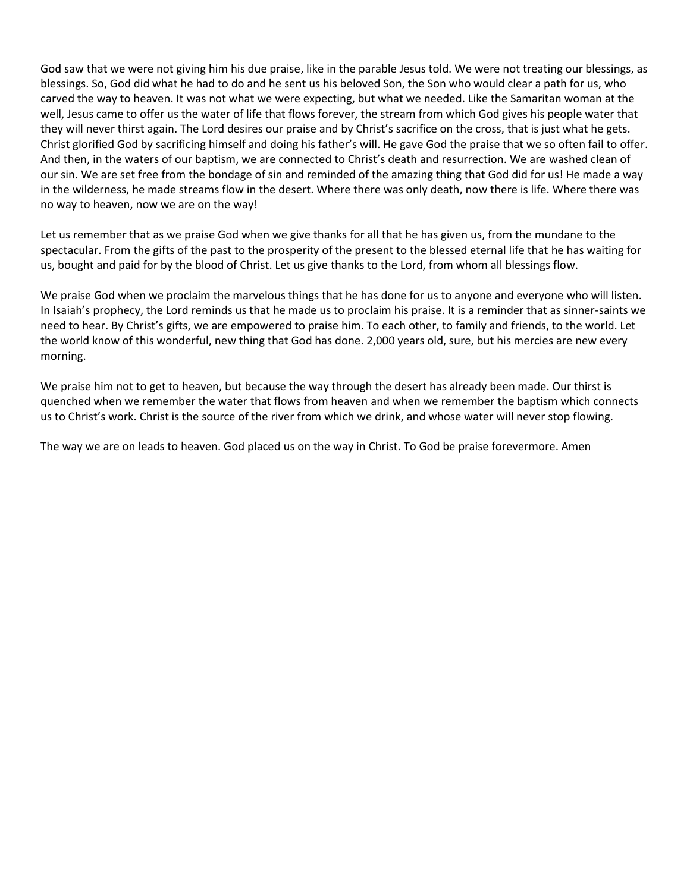God saw that we were not giving him his due praise, like in the parable Jesus told. We were not treating our blessings, as blessings. So, God did what he had to do and he sent us his beloved Son, the Son who would clear a path for us, who carved the way to heaven. It was not what we were expecting, but what we needed. Like the Samaritan woman at the well, Jesus came to offer us the water of life that flows forever, the stream from which God gives his people water that they will never thirst again. The Lord desires our praise and by Christ's sacrifice on the cross, that is just what he gets. Christ glorified God by sacrificing himself and doing his father's will. He gave God the praise that we so often fail to offer. And then, in the waters of our baptism, we are connected to Christ's death and resurrection. We are washed clean of our sin. We are set free from the bondage of sin and reminded of the amazing thing that God did for us! He made a way in the wilderness, he made streams flow in the desert. Where there was only death, now there is life. Where there was no way to heaven, now we are on the way!

Let us remember that as we praise God when we give thanks for all that he has given us, from the mundane to the spectacular. From the gifts of the past to the prosperity of the present to the blessed eternal life that he has waiting for us, bought and paid for by the blood of Christ. Let us give thanks to the Lord, from whom all blessings flow.

We praise God when we proclaim the marvelous things that he has done for us to anyone and everyone who will listen. In Isaiah's prophecy, the Lord reminds us that he made us to proclaim his praise. It is a reminder that as sinner-saints we need to hear. By Christ's gifts, we are empowered to praise him. To each other, to family and friends, to the world. Let the world know of this wonderful, new thing that God has done. 2,000 years old, sure, but his mercies are new every morning.

We praise him not to get to heaven, but because the way through the desert has already been made. Our thirst is quenched when we remember the water that flows from heaven and when we remember the baptism which connects us to Christ's work. Christ is the source of the river from which we drink, and whose water will never stop flowing.

The way we are on leads to heaven. God placed us on the way in Christ. To God be praise forevermore. Amen